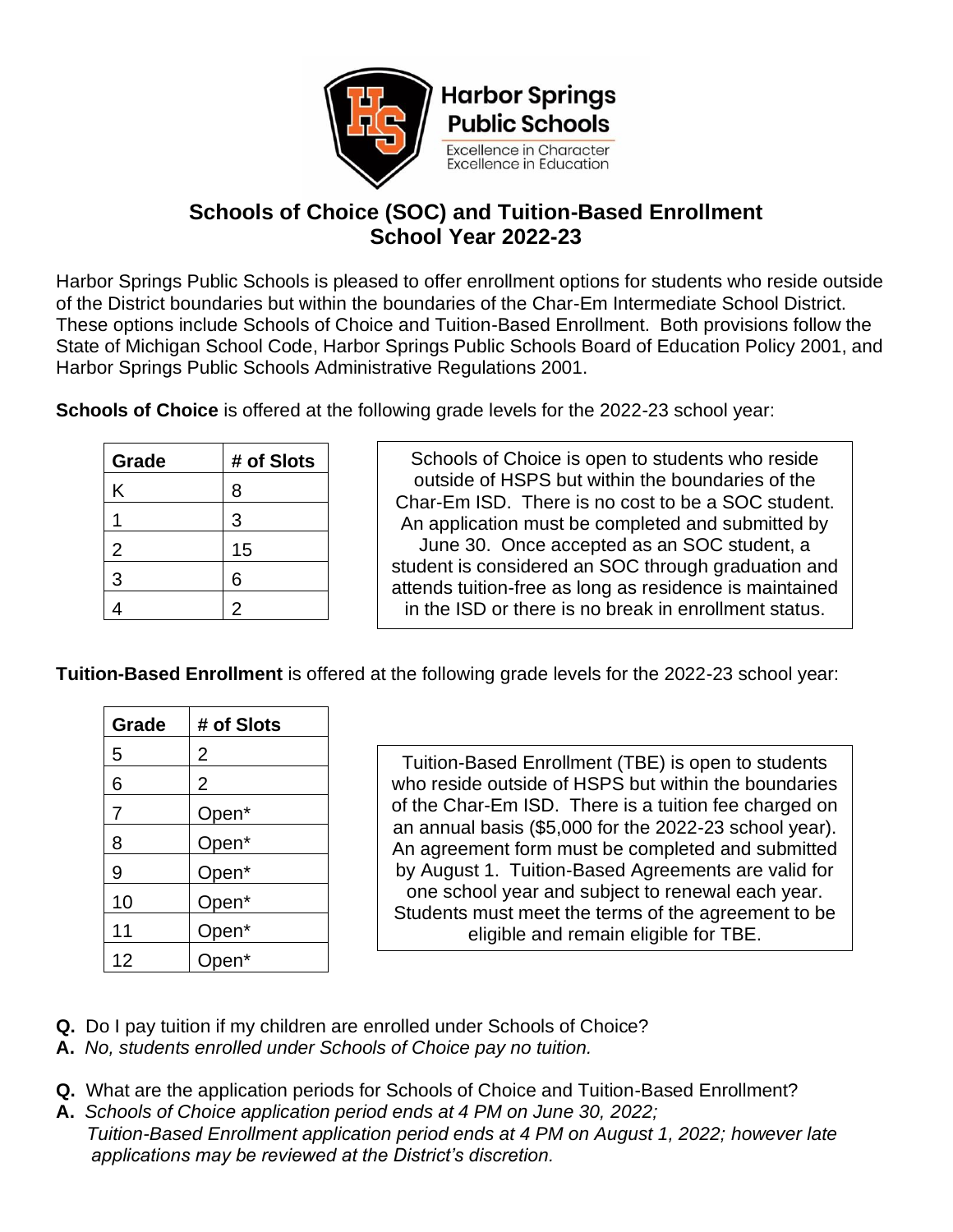Harbor Springs Public Schools

Excellence in Character
Excellence in Education

# Schools of Choice (SOC) and Tuition-Based Enrollment
## School Year 2022-23

Harbor Springs Public Schools is pleased to offer enrollment options for students who reside outside of the District boundaries but within the boundaries of the Char-Em Intermediate School District. These options include Schools of Choice and Tuition-Based Enrollment. Both provisions follow the State of Michigan School Code, Harbor Springs Public Schools Board of Education Policy 2001, and Harbor Springs Public Schools Administrative Regulations 2001.

**Schools of Choice** is offered at the following grade levels for the 2022-23 school year:

| Grade | # of Slots |
|---|---|
| K | 8 |
| 1 | 3 |
| 2 | 15 |
| 3 | 6 |
| 4 | 2 |

Schools of Choice is open to students who reside outside of HSPS but within the boundaries of the Char-Em ISD. There is no cost to be a SOC student. An application must be completed and submitted by June 30. Once accepted as an SOC student, a student is considered an SOC through graduation and attends tuition-free as long as residence is maintained in the ISD or there is no break in enrollment status.

**Tuition-Based Enrollment** is offered at the following grade levels for the 2022-23 school year:

| Grade | # of Slots |
|---|---|
| 5 | 2 |
| 6 | 2 |
| 7 | Open* |
| 8 | Open* |
| 9 | Open* |
| 10 | Open* |
| 11 | Open* |
| 12 | Open* |

Tuition-Based Enrollment (TBE) is open to students who reside outside of HSPS but within the boundaries of the Char-Em ISD. There is a tuition fee charged on an annual basis ($5,000 for the 2022-23 school year). An agreement form must be completed and submitted by August 1. Tuition-Based Agreements are valid for one school year and subject to renewal each year. Students must meet the terms of the agreement to be eligible and remain eligible for TBE.

**Q.** Do I pay tuition if my children are enrolled under Schools of Choice?
**A.** *No, students enrolled under Schools of Choice pay no tuition.*

**Q.** What are the application periods for Schools of Choice and Tuition-Based Enrollment?
**A.** *Schools of Choice application period ends at 4 PM on June 30, 2022;*
*Tuition-Based Enrollment application period ends at 4 PM on August 1, 2022; however late applications may be reviewed at the District's discretion.*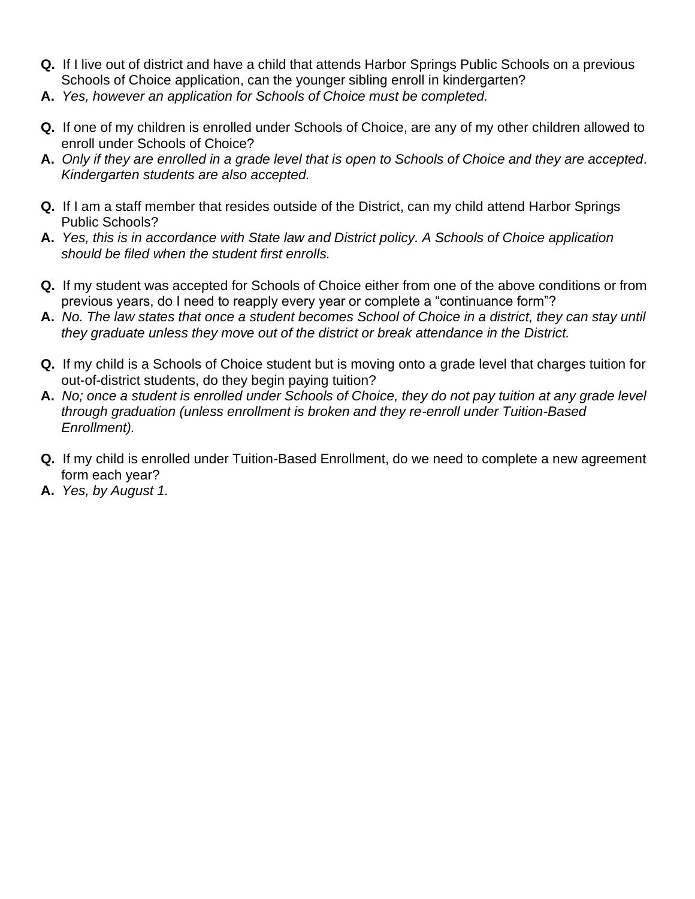**Q.** If I live out of district and have a child that attends Harbor Springs Public Schools on a previous Schools of Choice application, can the younger sibling enroll in kindergarten?

**A.** *Yes, however an application for Schools of Choice must be completed.*

**Q.** If one of my children is enrolled under Schools of Choice, are any of my other children allowed to enroll under Schools of Choice?

**A.** *Only if they are enrolled in a grade level that is open to Schools of Choice and they are accepted. Kindergarten students are also accepted.*

**Q.** If I am a staff member that resides outside of the District, can my child attend Harbor Springs Public Schools?

**A.** *Yes, this is in accordance with State law and District policy. A Schools of Choice application should be filed when the student first enrolls.*

**Q.** If my student was accepted for Schools of Choice either from one of the above conditions or from previous years, do I need to reapply every year or complete a "continuance form"?

**A.** *No. The law states that once a student becomes School of Choice in a district, they can stay until they graduate unless they move out of the district or break attendance in the District.*

**Q.** If my child is a Schools of Choice student but is moving onto a grade level that charges tuition for out-of-district students, do they begin paying tuition?

**A.** *No; once a student is enrolled under Schools of Choice, they do not pay tuition at any grade level through graduation (unless enrollment is broken and they re-enroll under Tuition-Based Enrollment).*

**Q.** If my child is enrolled under Tuition-Based Enrollment, do we need to complete a new agreement form each year?

**A.** *Yes, by August 1.*